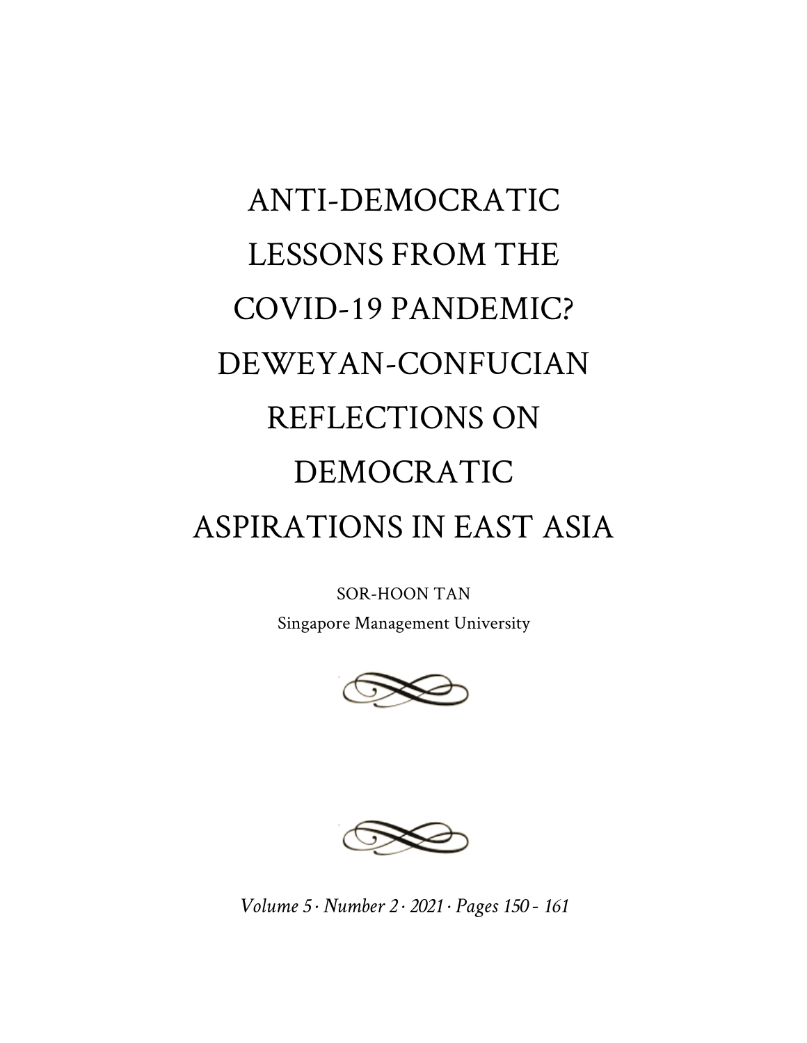# ANTI-DEMOCRATIC LESSONS FROM THE COVID-19 PANDEMIC? DEWEYAN-CONFUCIAN REFLECTIONS ON DEMOCRATIC ASPIRATIONS IN EAST ASIA

SOR-HOON TAN

Singapore Management University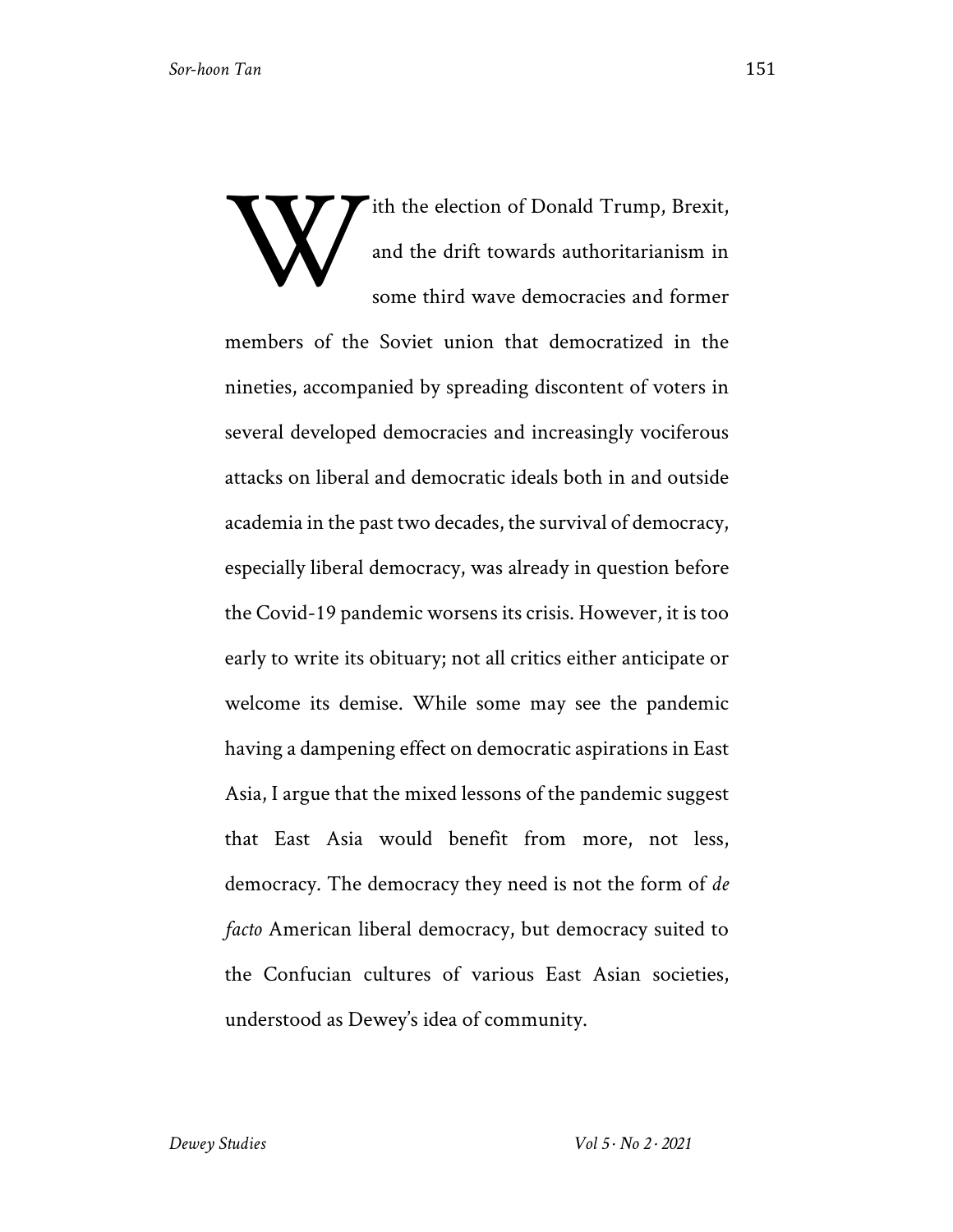With the election of Donald Trump, Brexit, and the drift towards authoritarianism in some third wave democracies and former members of the Soviet union that democratized in the nineties, accompanied by spreading discontent of voters in several developed democracies and increasingly vociferous attacks on liberal and democratic ideals both in and outside academia in the past two decades, the survival of democracy, especially liberal democracy, was already in question before the Covid-19 pandemic worsens its crisis. However, it is too early to write its obituary; not all critics either anticipate or welcome its demise. While some may see the pandemic having a dampening effect on democratic aspirations in East Asia, I argue that the mixed lessons of the pandemic suggest that East Asia would benefit from more, not less, democracy. The democracy they need is not the form of *de facto* American liberal democracy, but democracy suited to the Confucian cultures of various East Asian societies, understood as Dewey's idea of community.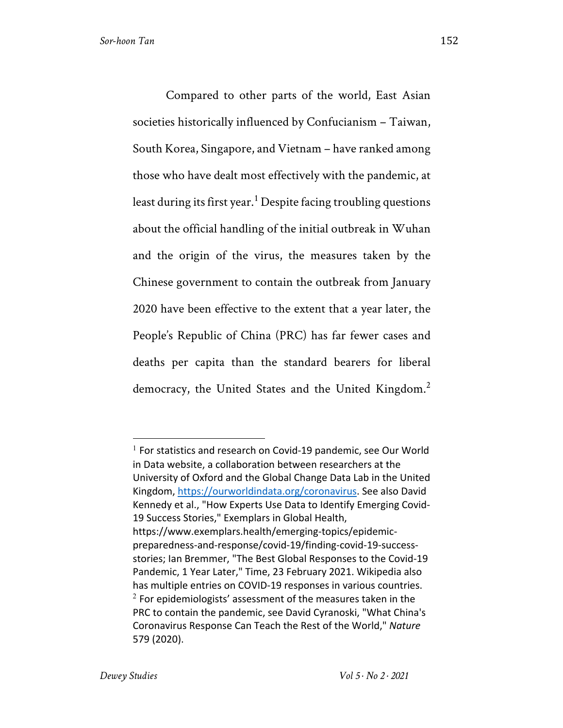Compared to other parts of the world, East Asian societies historically influenced by Confucianism – Taiwan, South Korea, Singapore, and Vietnam – have ranked among those who have dealt most effectively with the pandemic, at least during its first year.[1] Despite facing troubling questions about the official handling of the initial outbreak in Wuhan and the origin of the virus, the measures taken by the Chinese government to contain the outbreak from January 2020 have been effective to the extent that a year later, the People's Republic of China (PRC) has far fewer cases and deaths per capita than the standard bearers for liberal democracy, the United States and the United Kingdom.[2]

---

[1] For statistics and research on Covid-19 pandemic, see Our World in Data website, a collaboration between researchers at the University of Oxford and the Global Change Data Lab in the United Kingdom, https://ourworldindata.org/coronavirus. See also David Kennedy et al., "How Experts Use Data to Identify Emerging Covid-19 Success Stories," Exemplars in Global Health, https://www.exemplars.health/emerging-topics/epidemic-preparedness-and-response/covid-19/finding-covid-19-success-stories; Ian Bremmer, "The Best Global Responses to the Covid-19 Pandemic, 1 Year Later," Time, 23 February 2021. Wikipedia also has multiple entries on COVID-19 responses in various countries.

[2] For epidemiologists' assessment of the measures taken in the PRC to contain the pandemic, see David Cyranoski, "What China's Coronavirus Response Can Teach the Rest of the World," *Nature* 579 (2020).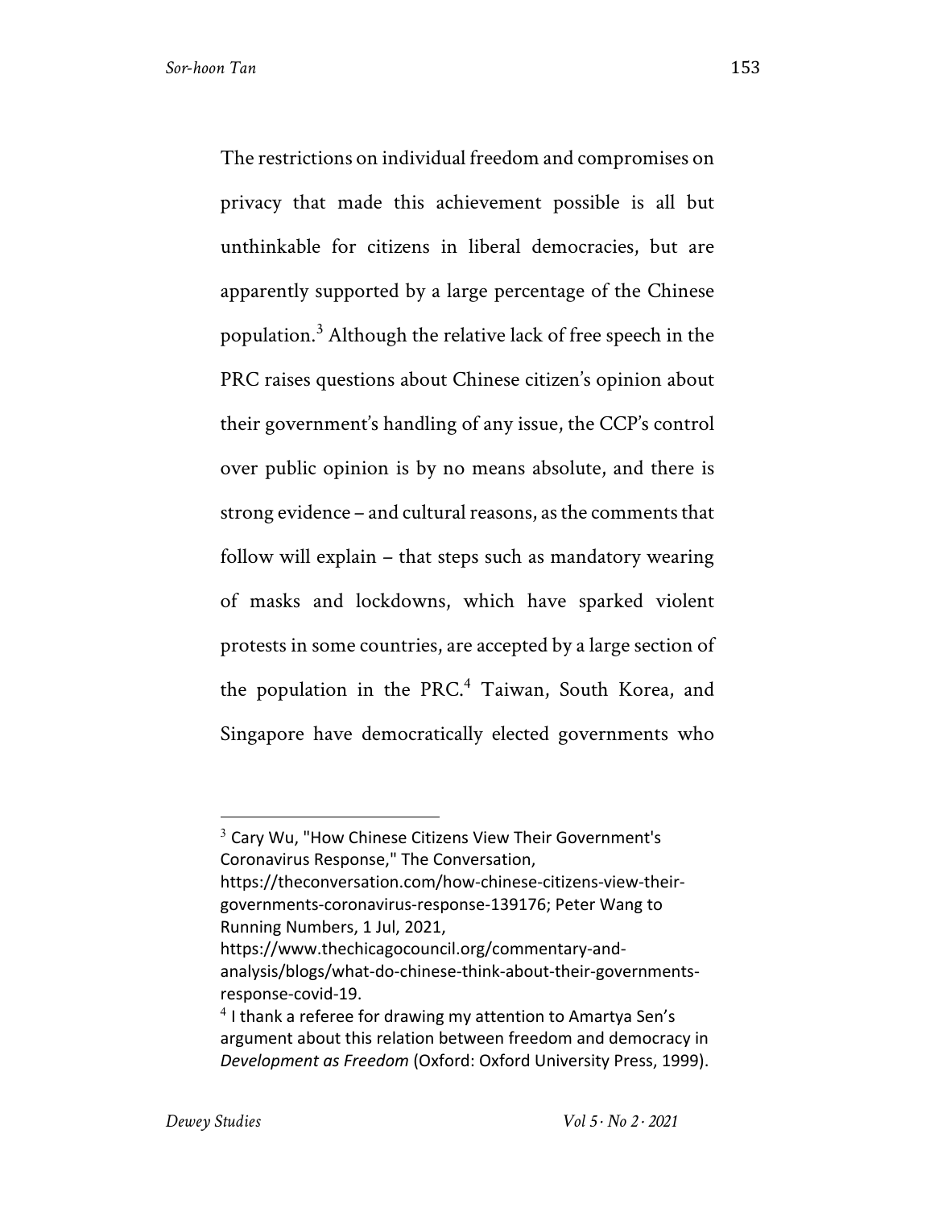The restrictions on individual freedom and compromises on privacy that made this achievement possible is all but unthinkable for citizens in liberal democracies, but are apparently supported by a large percentage of the Chinese population.[3] Although the relative lack of free speech in the PRC raises questions about Chinese citizen's opinion about their government's handling of any issue, the CCP's control over public opinion is by no means absolute, and there is strong evidence – and cultural reasons, as the comments that follow will explain – that steps such as mandatory wearing of masks and lockdowns, which have sparked violent protests in some countries, are accepted by a large section of the population in the PRC.[4] Taiwan, South Korea, and Singapore have democratically elected governments who

---

[3] Cary Wu, "How Chinese Citizens View Their Government's Coronavirus Response," The Conversation, https://theconversation.com/how-chinese-citizens-view-their-governments-coronavirus-response-139176; Peter Wang to Running Numbers, 1 Jul, 2021, https://www.thechicagocouncil.org/commentary-and-analysis/blogs/what-do-chinese-think-about-their-governments-response-covid-19.

[4] I thank a referee for drawing my attention to Amartya Sen's argument about this relation between freedom and democracy in *Development as Freedom* (Oxford: Oxford University Press, 1999).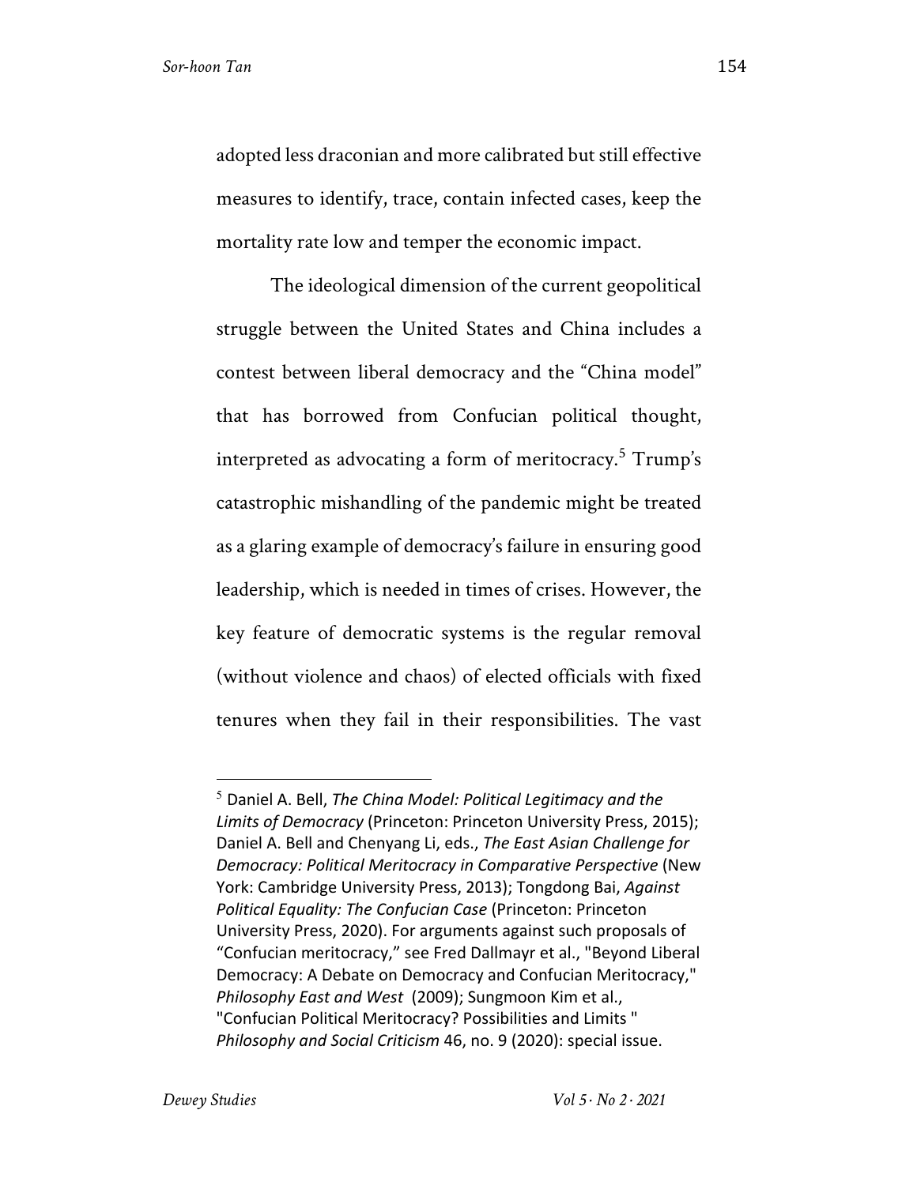adopted less draconian and more calibrated but still effective measures to identify, trace, contain infected cases, keep the mortality rate low and temper the economic impact.

The ideological dimension of the current geopolitical struggle between the United States and China includes a contest between liberal democracy and the "China model" that has borrowed from Confucian political thought, interpreted as advocating a form of meritocracy.[5] Trump's catastrophic mishandling of the pandemic might be treated as a glaring example of democracy's failure in ensuring good leadership, which is needed in times of crises. However, the key feature of democratic systems is the regular removal (without violence and chaos) of elected officials with fixed tenures when they fail in their responsibilities. The vast

---

[5] Daniel A. Bell, *The China Model: Political Legitimacy and the Limits of Democracy* (Princeton: Princeton University Press, 2015); Daniel A. Bell and Chenyang Li, eds., *The East Asian Challenge for Democracy: Political Meritocracy in Comparative Perspective* (New York: Cambridge University Press, 2013); Tongdong Bai, *Against Political Equality: The Confucian Case* (Princeton: Princeton University Press, 2020). For arguments against such proposals of "Confucian meritocracy," see Fred Dallmayr et al., "Beyond Liberal Democracy: A Debate on Democracy and Confucian Meritocracy," *Philosophy East and West* (2009); Sungmoon Kim et al., "Confucian Political Meritocracy? Possibilities and Limits " *Philosophy and Social Criticism* 46, no. 9 (2020): special issue.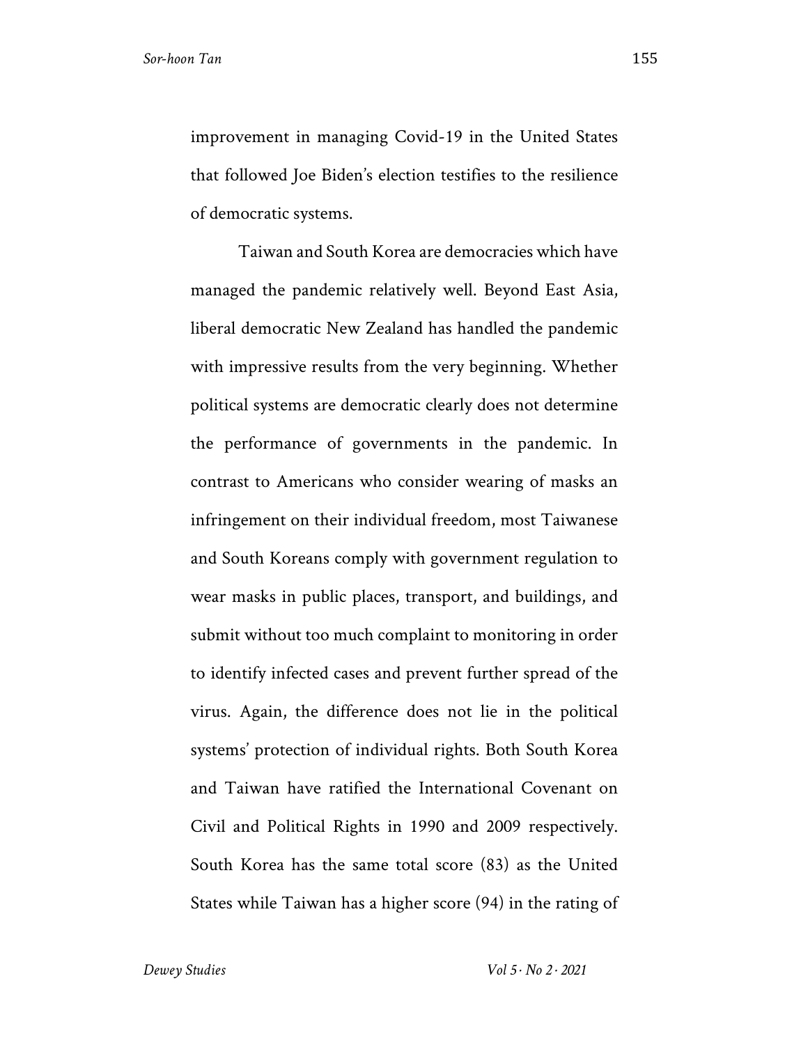improvement in managing Covid-19 in the United States that followed Joe Biden's election testifies to the resilience of democratic systems.

Taiwan and South Korea are democracies which have managed the pandemic relatively well. Beyond East Asia, liberal democratic New Zealand has handled the pandemic with impressive results from the very beginning. Whether political systems are democratic clearly does not determine the performance of governments in the pandemic. In contrast to Americans who consider wearing of masks an infringement on their individual freedom, most Taiwanese and South Koreans comply with government regulation to wear masks in public places, transport, and buildings, and submit without too much complaint to monitoring in order to identify infected cases and prevent further spread of the virus. Again, the difference does not lie in the political systems' protection of individual rights. Both South Korea and Taiwan have ratified the International Covenant on Civil and Political Rights in 1990 and 2009 respectively. South Korea has the same total score (83) as the United States while Taiwan has a higher score (94) in the rating of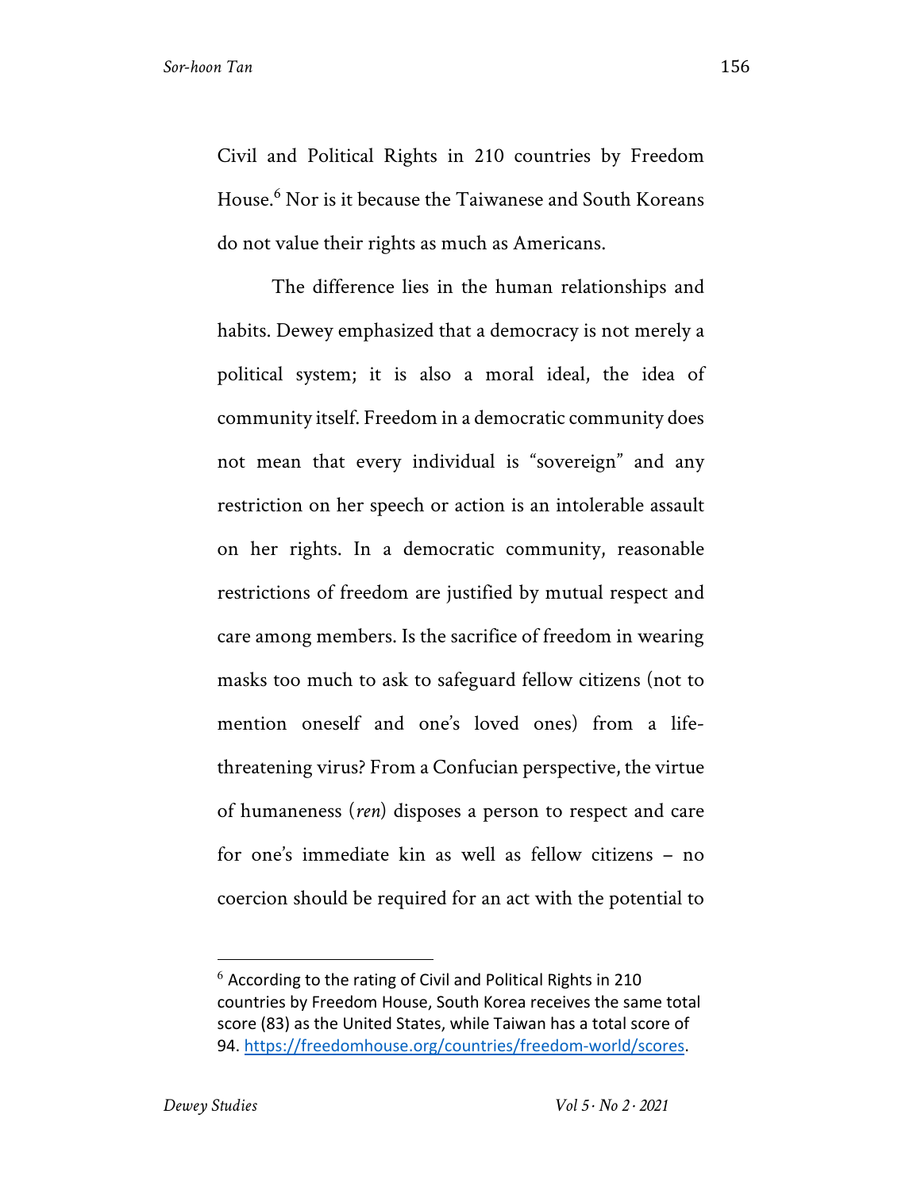Civil and Political Rights in 210 countries by Freedom House.[6] Nor is it because the Taiwanese and South Koreans do not value their rights as much as Americans.

The difference lies in the human relationships and habits. Dewey emphasized that a democracy is not merely a political system; it is also a moral ideal, the idea of community itself. Freedom in a democratic community does not mean that every individual is "sovereign" and any restriction on her speech or action is an intolerable assault on her rights. In a democratic community, reasonable restrictions of freedom are justified by mutual respect and care among members. Is the sacrifice of freedom in wearing masks too much to ask to safeguard fellow citizens (not to mention oneself and one's loved ones) from a life-threatening virus? From a Confucian perspective, the virtue of humaneness (*ren*) disposes a person to respect and care for one's immediate kin as well as fellow citizens – no coercion should be required for an act with the potential to

---

[6] According to the rating of Civil and Political Rights in 210 countries by Freedom House, South Korea receives the same total score (83) as the United States, while Taiwan has a total score of 94. https://freedomhouse.org/countries/freedom-world/scores.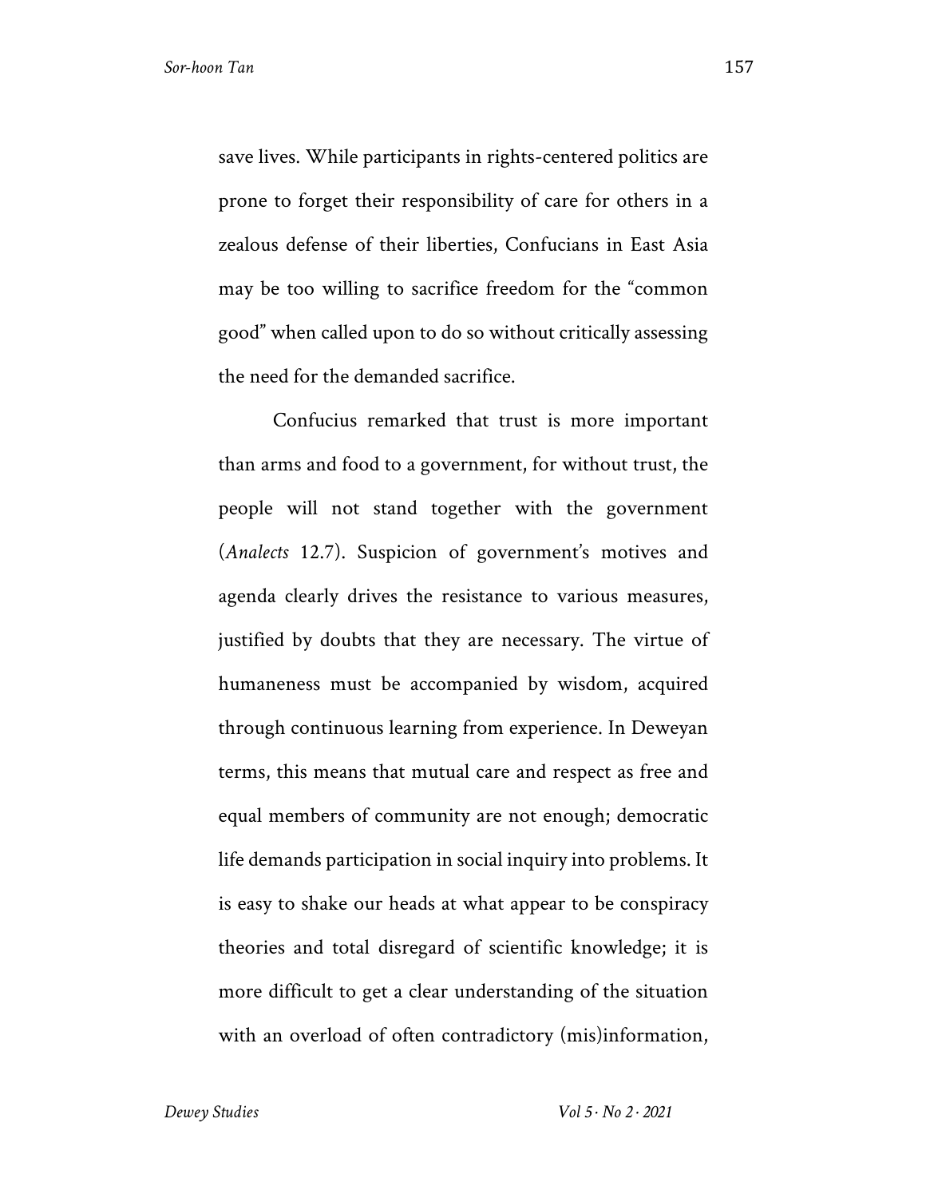save lives. While participants in rights-centered politics are prone to forget their responsibility of care for others in a zealous defense of their liberties, Confucians in East Asia may be too willing to sacrifice freedom for the "common good" when called upon to do so without critically assessing the need for the demanded sacrifice.

Confucius remarked that trust is more important than arms and food to a government, for without trust, the people will not stand together with the government (*Analects* 12.7). Suspicion of government's motives and agenda clearly drives the resistance to various measures, justified by doubts that they are necessary. The virtue of humaneness must be accompanied by wisdom, acquired through continuous learning from experience. In Deweyan terms, this means that mutual care and respect as free and equal members of community are not enough; democratic life demands participation in social inquiry into problems. It is easy to shake our heads at what appear to be conspiracy theories and total disregard of scientific knowledge; it is more difficult to get a clear understanding of the situation with an overload of often contradictory (mis)information,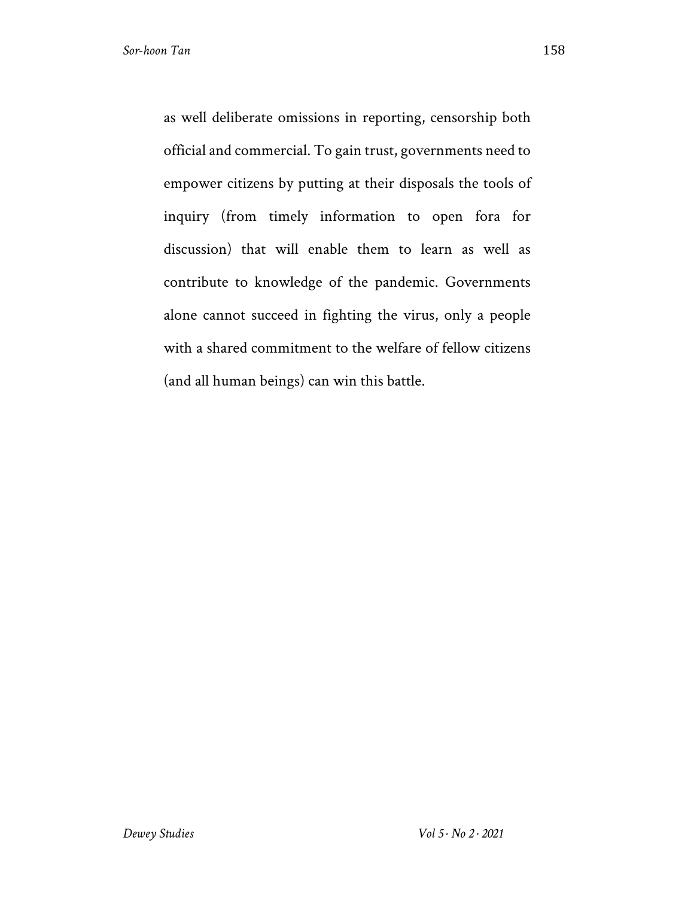as well deliberate omissions in reporting, censorship both official and commercial. To gain trust, governments need to empower citizens by putting at their disposals the tools of inquiry (from timely information to open fora for discussion) that will enable them to learn as well as contribute to knowledge of the pandemic. Governments alone cannot succeed in fighting the virus, only a people with a shared commitment to the welfare of fellow citizens (and all human beings) can win this battle.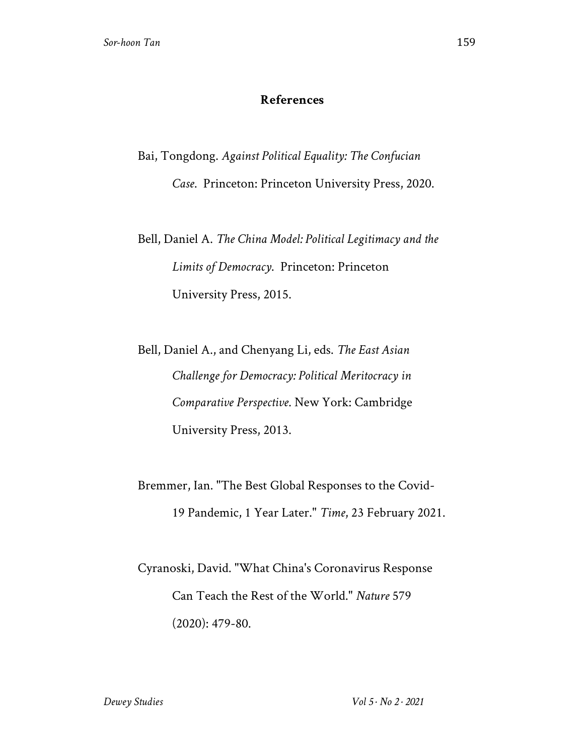## References

Bai, Tongdong. *Against Political Equality: The Confucian Case*. Princeton: Princeton University Press, 2020.

Bell, Daniel A. *The China Model: Political Legitimacy and the Limits of Democracy*. Princeton: Princeton University Press, 2015.

Bell, Daniel A., and Chenyang Li, eds. *The East Asian Challenge for Democracy: Political Meritocracy in Comparative Perspective*. New York: Cambridge University Press, 2013.

Bremmer, Ian. "The Best Global Responses to the Covid-19 Pandemic, 1 Year Later." *Time*, 23 February 2021.

Cyranoski, David. "What China's Coronavirus Response Can Teach the Rest of the World." *Nature* 579 (2020): 479-80.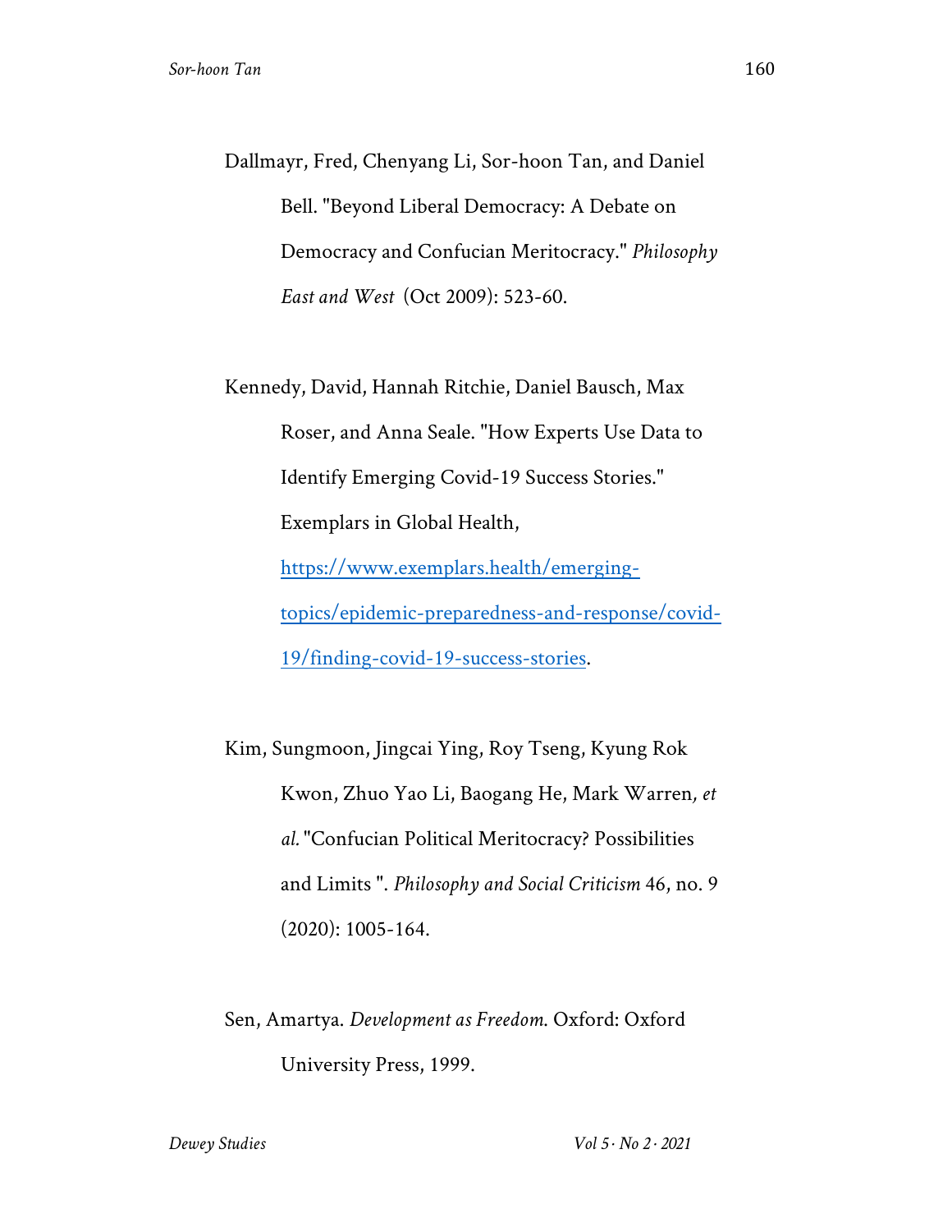Dallmayr, Fred, Chenyang Li, Sor-hoon Tan, and Daniel Bell. "Beyond Liberal Democracy: A Debate on Democracy and Confucian Meritocracy." *Philosophy East and West* (Oct 2009): 523-60.

Kennedy, David, Hannah Ritchie, Daniel Bausch, Max Roser, and Anna Seale. "How Experts Use Data to Identify Emerging Covid-19 Success Stories." Exemplars in Global Health, https://www.exemplars.health/emerging-topics/epidemic-preparedness-and-response/covid-19/finding-covid-19-success-stories.

Kim, Sungmoon, Jingcai Ying, Roy Tseng, Kyung Rok Kwon, Zhuo Yao Li, Baogang He, Mark Warren*, et al.* "Confucian Political Meritocracy? Possibilities and Limits ". *Philosophy and Social Criticism* 46, no. 9 (2020): 1005-164.

Sen, Amartya. *Development as Freedom.* Oxford: Oxford University Press, 1999.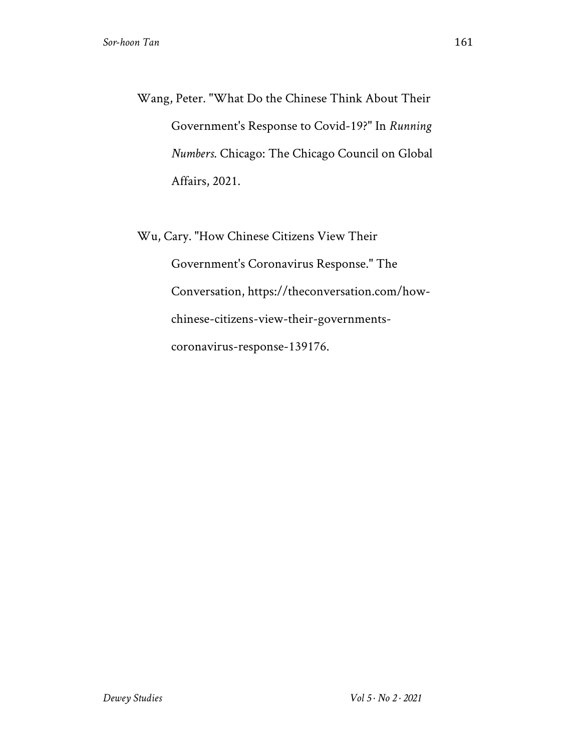Wang, Peter. "What Do the Chinese Think About Their Government's Response to Covid-19?" In *Running Numbers.* Chicago: The Chicago Council on Global Affairs, 2021.

Wu, Cary. "How Chinese Citizens View Their Government's Coronavirus Response." The Conversation, https://theconversation.com/how-chinese-citizens-view-their-governments-coronavirus-response-139176.